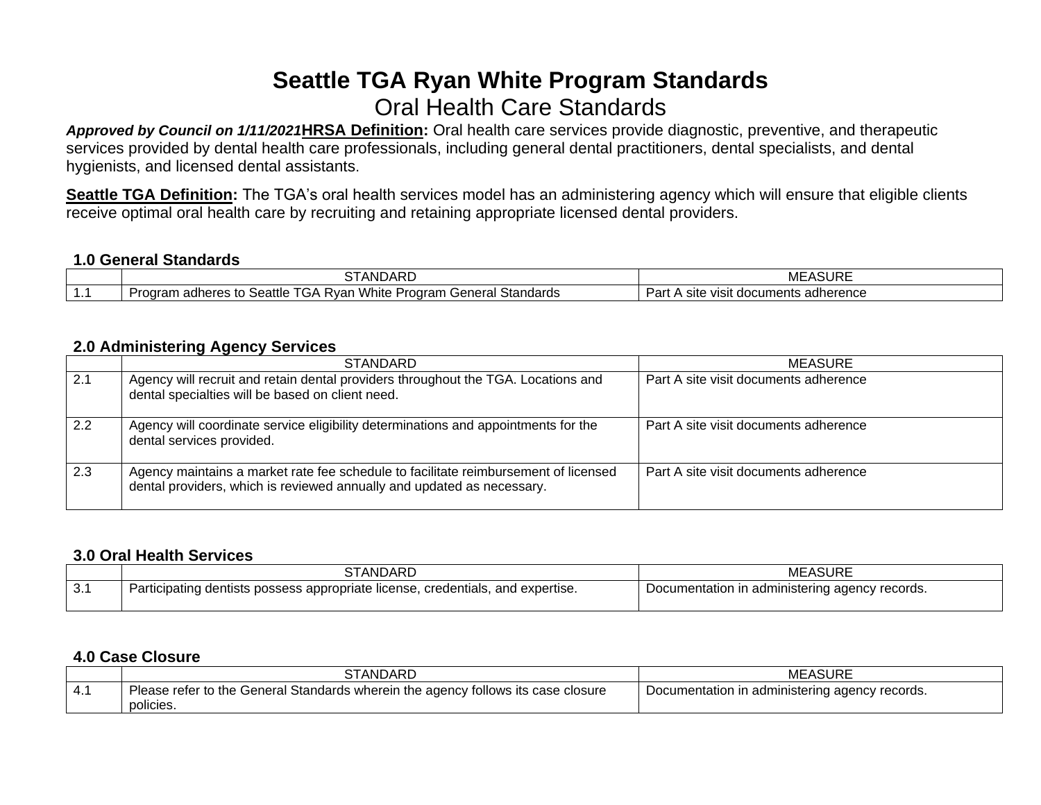# Seattle TGA Ryan White Program Standards

## Oral Health Care Standards

***Approved by Council on 1/11/2021*** **HRSA Definition:** Oral health care services provide diagnostic, preventive, and therapeutic services provided by dental health care professionals, including general dental practitioners, dental specialists, and dental hygienists, and licensed dental assistants.

**Seattle TGA Definition:** The TGA's oral health services model has an administering agency which will ensure that eligible clients receive optimal oral health care by recruiting and retaining appropriate licensed dental providers.

### 1.0 General Standards

| | STANDARD | MEASURE |
|---|---|---|
| 1.1 | Program adheres to Seattle TGA Ryan White Program General Standards | Part A site visit documents adherence |

### 2.0 Administering Agency Services

| | STANDARD | MEASURE |
|---|---|---|
| 2.1 | Agency will recruit and retain dental providers throughout the TGA. Locations and dental specialties will be based on client need. | Part A site visit documents adherence |
| 2.2 | Agency will coordinate service eligibility determinations and appointments for the dental services provided. | Part A site visit documents adherence |
| 2.3 | Agency maintains a market rate fee schedule to facilitate reimbursement of licensed dental providers, which is reviewed annually and updated as necessary. | Part A site visit documents adherence |

### 3.0 Oral Health Services

| | STANDARD | MEASURE |
|---|---|---|
| 3.1 | Participating dentists possess appropriate license, credentials, and expertise. | Documentation in administering agency records. |

### 4.0 Case Closure

| | STANDARD | MEASURE |
|---|---|---|
| 4.1 | Please refer to the General Standards wherein the agency follows its case closure policies. | Documentation in administering agency records. |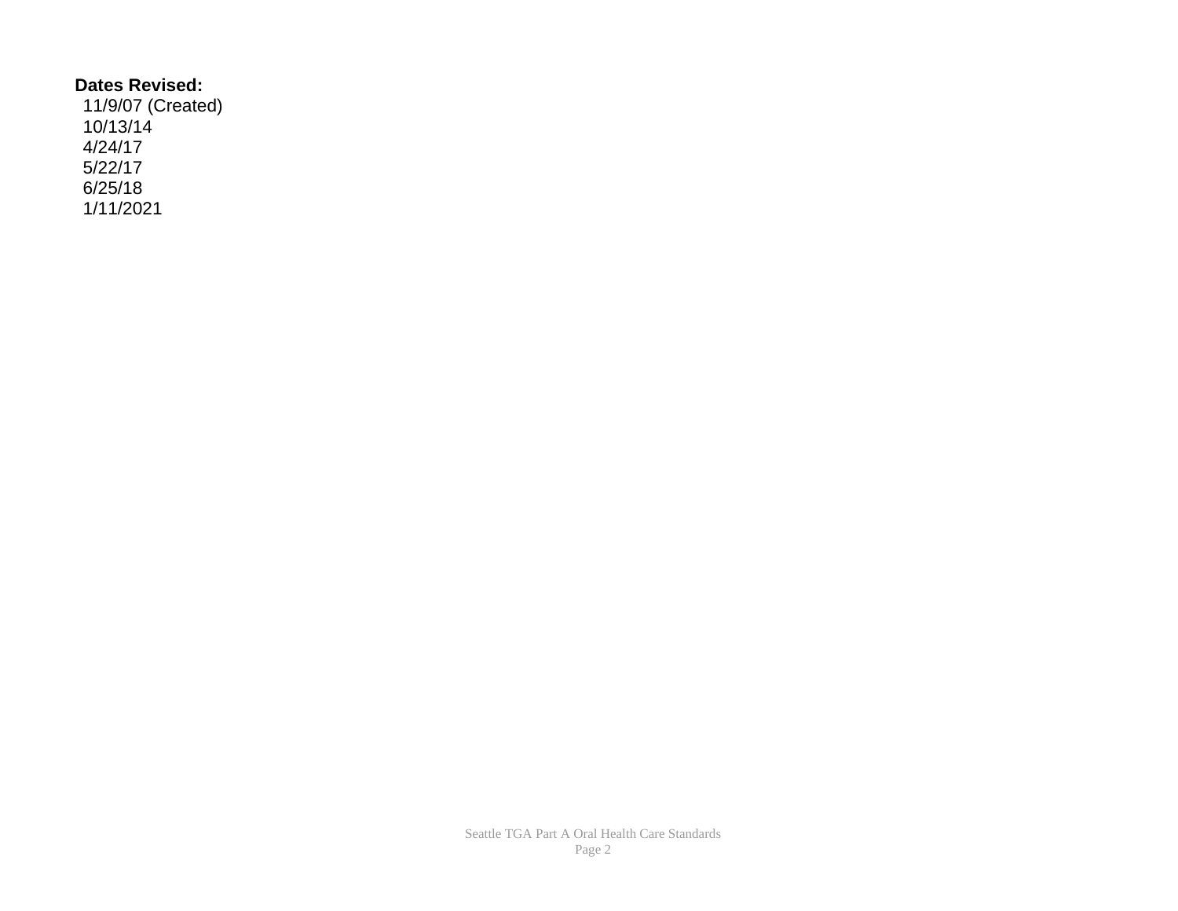**Dates Revised:**

11/9/07 (Created)
10/13/14
4/24/17
5/22/17
6/25/18
1/11/2021